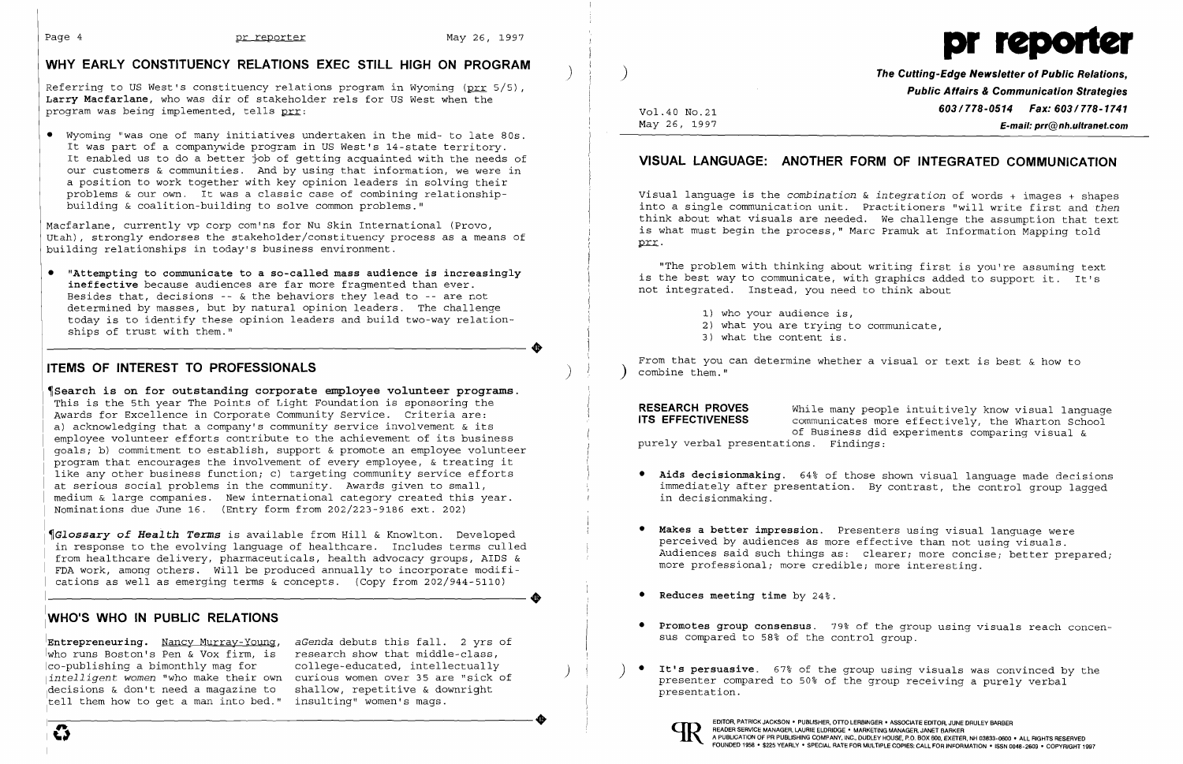## WHY EARLY CONSTITUENCY RELATIONS EXEC STILL HIGH ON PROGRAM

Referring to US West's constituency relations program in Wyoming (prr 5/5), **Larry Macfarlane**, who was dir of stakeholder rels for US West when the program was being implemented, tells prr:

- Wyoming "was one of many initiatives undertaken in the mid- to late 80s. It was part of a companywide program in US West's 14-state territory. It enabled us to do a better job of getting acquainted with the needs of our customers & communities. And by using that information, we were in a position to work together with key opinion leaders in solving their problems & our own. It was a classic case of combining relationship-building & coalition-building to solve common problems."

Macfarlane, currently vp corp com'ns for Nu Skin International (Provo, Utah), strongly endorses the stakeholder/constituency process as a means of building relationships in today's business environment.

- **"Attempting to communicate to a so-called mass audience is increasingly ineffective** because audiences are far more fragmented than ever. Besides that, decisions -- & the behaviors they lead to -- are not determined by masses, but by natural opinion leaders. The challenge today is to identify these opinion leaders and build two-way relationships of trust with them."

## ITEMS OF INTEREST TO PROFESSIONALS

¶**Search is on for outstanding corporate employee volunteer programs.** This is the 5th year The Points of Light Foundation is sponsoring the Awards for Excellence in Corporate Community Service. Criteria are: a) acknowledging that a company's community service involvement & its employee volunteer efforts contribute to the achievement of its business goals; b) commitment to establish, support & promote an employee volunteer program that encourages the involvement of every employee, & treating it like any other business function; c) targeting community service efforts at serious social problems in the community. Awards given to small, medium & large companies. New international category created this year. Nominations due June 16. (Entry form from 202/223-9186 ext. 202)

¶***Glossary of Health Terms*** is available from Hill & Knowlton. Developed in response to the evolving language of healthcare. Includes terms culled from healthcare delivery, pharmaceuticals, health advocacy groups, AIDS & FDA work, among others. Will be produced annually to incorporate modifications as well as emerging terms & concepts. (Copy from 202/944-5110)

## WHO'S WHO IN PUBLIC RELATIONS

**Entrepreneuring.** Nancy Murray-Young, who runs Boston's Pen & Vox firm, is co-publishing a bimonthly mag for *intelligent women* "who make their own decisions & don't need a magazine to tell them how to get a man into bed." *aGenda* debuts this fall. 2 yrs of research show that middle-class, college-educated, intellectually curious women over 35 are "sick of shallow, repetitive & downright insulting" women's mags.

# pr reporter

**The Cutting-Edge Newsletter of Public Relations, Public Affairs & Communication Strategies**

Vol.40 No.21
May 26, 1997

603/778-0514 Fax: 603/778-1741
E-mail: prr@nh.ultranet.com

## VISUAL LANGUAGE: ANOTHER FORM OF INTEGRATED COMMUNICATION

Visual language is the *combination & integration* of words + images + shapes into a single communication unit. Practitioners "will write first and *then* think about what visuals are needed. We challenge the assumption that text is what must begin the process," Marc Pramuk at Information Mapping told prr.

"The problem with thinking about writing first is you're assuming text is the best way to communicate, with graphics added to support it. It's not integrated. Instead, you need to think about

1) who your audience is,
2) what you are trying to communicate,
3) what the content is.

From that you can determine whether a visual or text is best & how to combine them."

**RESEARCH PROVES ITS EFFECTIVENESS** While many people intuitively know visual language communicates more effectively, the Wharton School of Business did experiments comparing visual & purely verbal presentations. Findings:

- **Aids decisionmaking.** 64% of those shown visual language made decisions immediately after presentation. By contrast, the control group lagged in decisionmaking.
- **Makes a better impression.** Presenters using visual language were perceived by audiences as more effective than not using visuals. Audiences said such things as: clearer; more concise; better prepared; more professional; more credible; more interesting.
- **Reduces meeting time** by 24%.
- **Promotes group consensus.** 79% of the group using visuals reach concensus compared to 58% of the control group.
- **It's persuasive.** 67% of the group using visuals was convinced by the presenter compared to 50% of the group receiving a purely verbal presentation.

EDITOR, PATRICK JACKSON • PUBLISHER, OTTO LERBINGER • ASSOCIATE EDITOR, JUNE DRULEY BARBER
READER SERVICE MANAGER, LAURIE ELDRIDGE • MARKETING MANAGER, JANET BARKER
A PUBLICATION OF PR PUBLISHING COMPANY, INC., DUDLEY HOUSE, P.O. BOX 600, EXETER, NH 03833-0600 • ALL RIGHTS RESERVED
FOUNDED 1958 • $225 YEARLY • SPECIAL RATE FOR MULTIPLE COPIES: CALL FOR INFORMATION • ISSN 0048-2609 • COPYRIGHT 1997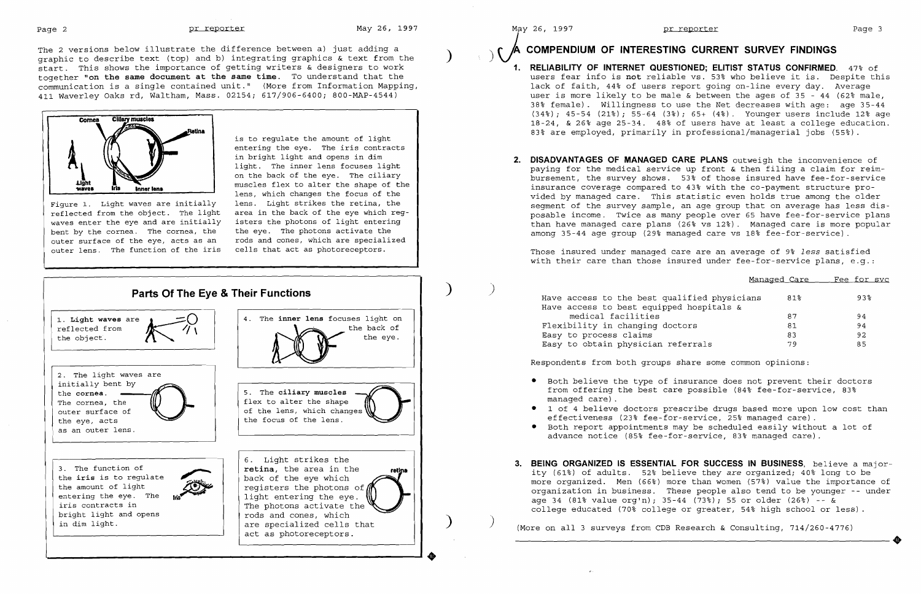The 2 versions below illustrate the difference between a) just adding a graphic to describe text (top) and b) integrating graphics & text from the start. This shows the importance of getting writers & designers to work together **"on the same document at the same time.** To understand that the communication is a single contained unit." (More from Information Mapping, 411 Waverley Oaks rd, Waltham, Mass. 02154; 617/906-6400; 800-MAP-4544)

Cornea
Ciliary muscles
Retina
Light waves
Iris
Inner lens

Figure 1. Light waves are initially reflected from the object. The light waves enter the eye and are initially bent by the cornea. The cornea, the outer surface of the eye, acts as an outer lens. The function of the iris is to regulate the amount of light entering the eye. The iris contracts in bright light and opens in dim light. The inner lens focuses light on the back of the eye. The ciliary muscles flex to alter the shape of the lens, which changes the focus of the lens. Light strikes the retina, the area in the back of the eye which registers the photons of light entering the eye. The photons activate the rods and cones, which are specialized cells that act as photoreceptors.

## Parts Of The Eye & Their Functions

1. **Light waves** are reflected from the object.

2. The light waves are initially bent by the **cornea**. The cornea, the outer surface of the eye, acts as an outer lens.

3. The function of the **iris** is to regulate the amount of light entering the eye. The iris contracts in bright light and opens in dim light.

Iris

4. The **inner lens** focuses light on the back of the eye.

5. The **ciliary muscles** flex to alter the shape of the lens, which changes the focus of the lens.

6. Light strikes the **retina**, the area in the back of the eye which registers the photons of light entering the eye. The photons activate the rods and cones, which are specialized cells that act as photoreceptors.

retina

## A COMPENDIUM OF INTERESTING CURRENT SURVEY FINDINGS

**1. RELIABILITY OF INTERNET QUESTIONED; ELITIST STATUS CONFIRMED.** 47% of users fear info is **not** reliable vs. 53% who believe it is. Despite this lack of faith, 44% of users report going on-line every day. Average user is more likely to be male & between the ages of 35 - 44 (62% male, 38% female). Willingness to use the Net decreases with age: age 35-44 (34%); 45-54 (21%); 55-64 (3%); 65+ (4%). Younger users include 12% age 18-24, & 26% age 25-34. 48% of users have at least a college education. 83% are employed, primarily in professional/managerial jobs (55%).

**2. DISADVANTAGES OF MANAGED CARE PLANS** outweigh the inconvenience of paying for the medical service up front & then filing a claim for reimbursement, the survey shows. 53% of those insured have fee-for-service insurance coverage compared to 43% with the co-payment structure provided by managed care. This statistic even holds true among the older segment of the survey sample, an age group that on average has less disposable income. Twice as many people over 65 have fee-for-service plans than have managed care plans (26% vs 12%). Managed care is more popular among 35-44 age group (29% managed care vs 18% fee-for-service).

Those insured under managed care are an average of 9% *less* satisfied with their care than those insured under fee-for-service plans, e.g.:

| | Managed Care | Fee for svc |
|---|---|---|
| Have access to the best qualified physicians | 81% | 93% |
| Have access to best equipped hospitals & medical facilities | 87 | 94 |
| Flexibility in changing doctors | 81 | 94 |
| Easy to process claims | 83 | 92 |
| Easy to obtain physician referrals | 79 | 85 |

Respondents from both groups share some common opinions:

- Both believe the type of insurance does not prevent their doctors from offering the best care possible (84% fee-for-service, 83% managed care).
- 1 of 4 believe doctors prescribe drugs based more upon low cost than effectiveness (23% fee-for-service, 25% managed care).
- Both report appointments may be scheduled easily without a lot of advance notice (85% fee-for-service, 83% managed care).

**3. BEING ORGANIZED IS ESSENTIAL FOR SUCCESS IN BUSINESS,** believe a majority (61%) of adults. 52% believe they *are* organized; 40% long to be more organized. Men (66%) more than women (57%) value the importance of organization in business. These people also tend to be younger -- under age 34 (81% value org'n); 35-44 (73%); 55 or older (26%) -- & college educated (70% college or greater, 54% high school or less).

(More on all 3 surveys from CDB Research & Consulting, 714/260-4776)